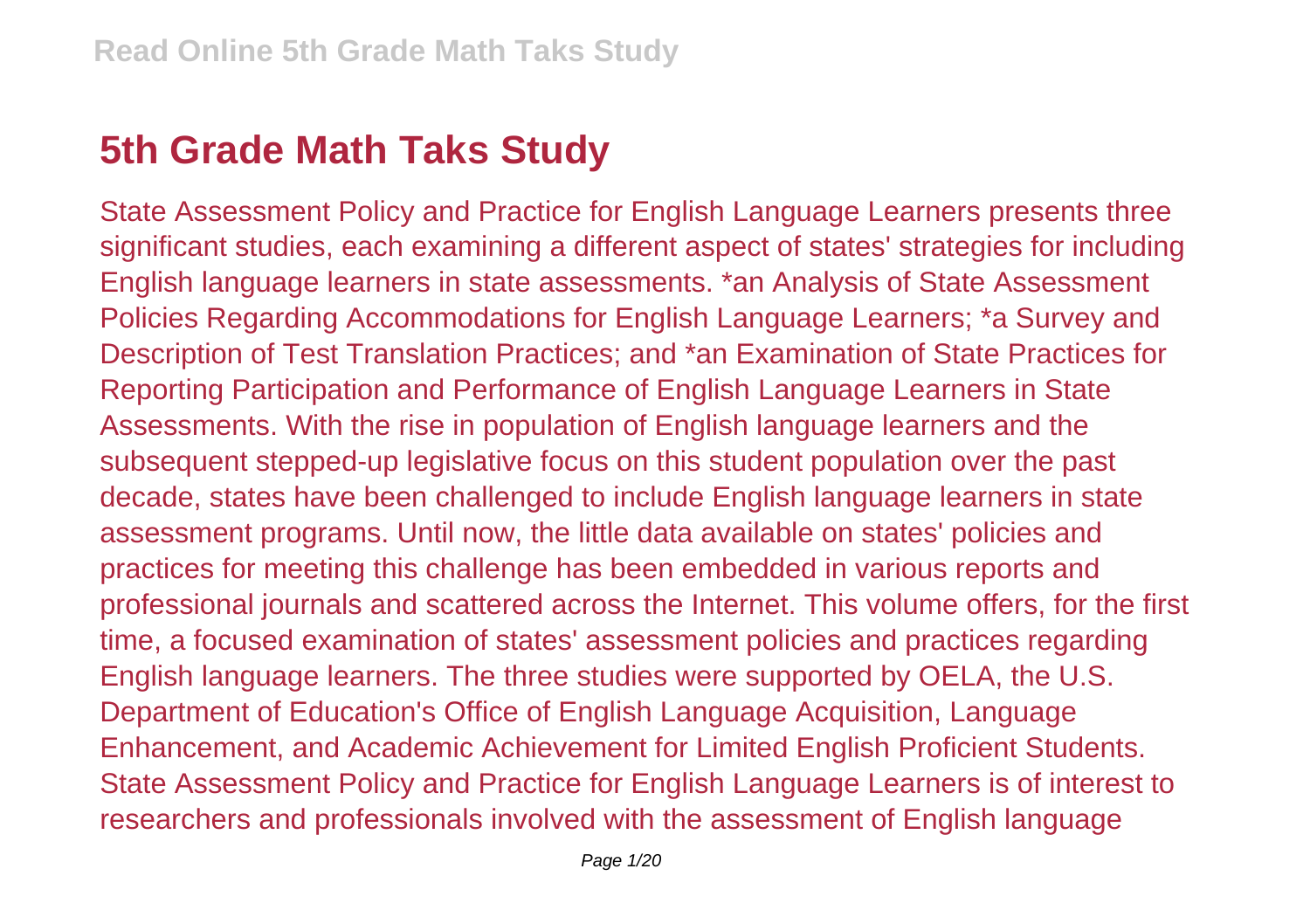# 5th Grade Math Taks Study

State Assessment Policy and Practice for English Language Learners presents three significant studies, each examining a different aspect of states' strategies for including English language learners in state assessments. *an Analysis of State Assessment Policies Regarding Accommodations for English Language Learners; *a Survey and Description of Test Translation Practices; and *an Examination of State Practices for Reporting Participation and Performance of English Language Learners in State Assessments. With the rise in population of English language learners and the subsequent stepped-up legislative focus on this student population over the past decade, states have been challenged to include English language learners in state assessment programs. Until now, the little data available on states' policies and practices for meeting this challenge has been embedded in various reports and professional journals and scattered across the Internet. This volume offers, for the first time, a focused examination of states' assessment policies and practices regarding English language learners. The three studies were supported by OELA, the U.S. Department of Education's Office of English Language Acquisition, Language Enhancement, and Academic Achievement for Limited English Proficient Students. State Assessment Policy and Practice for English Language Learners is of interest to researchers and professionals involved with the assessment of English language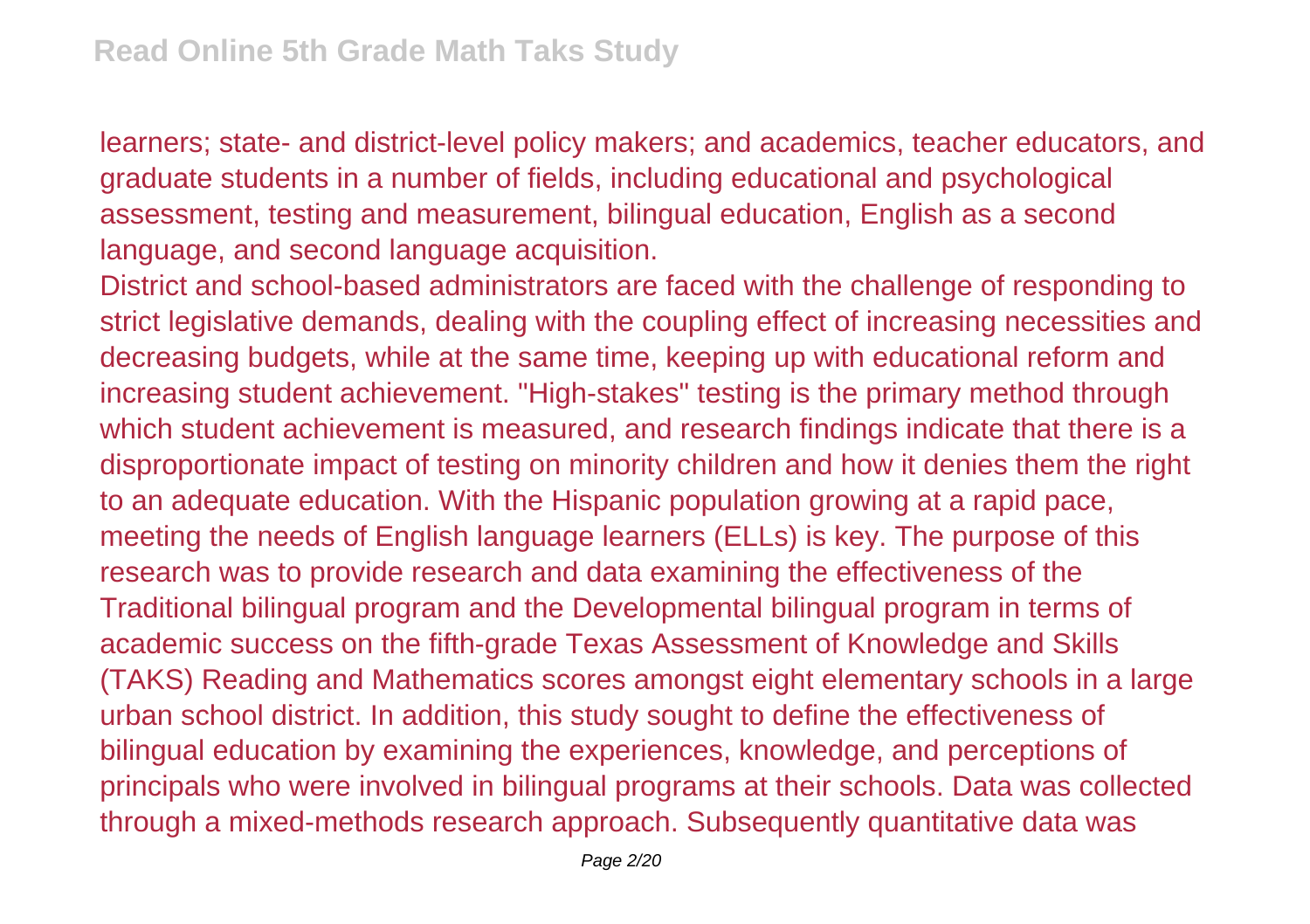learners; state- and district-level policy makers; and academics, teacher educators, and graduate students in a number of fields, including educational and psychological assessment, testing and measurement, bilingual education, English as a second language, and second language acquisition.

District and school-based administrators are faced with the challenge of responding to strict legislative demands, dealing with the coupling effect of increasing necessities and decreasing budgets, while at the same time, keeping up with educational reform and increasing student achievement. "High-stakes" testing is the primary method through which student achievement is measured, and research findings indicate that there is a disproportionate impact of testing on minority children and how it denies them the right to an adequate education. With the Hispanic population growing at a rapid pace, meeting the needs of English language learners (ELLs) is key. The purpose of this research was to provide research and data examining the effectiveness of the Traditional bilingual program and the Developmental bilingual program in terms of academic success on the fifth-grade Texas Assessment of Knowledge and Skills (TAKS) Reading and Mathematics scores amongst eight elementary schools in a large urban school district. In addition, this study sought to define the effectiveness of bilingual education by examining the experiences, knowledge, and perceptions of principals who were involved in bilingual programs at their schools. Data was collected through a mixed-methods research approach. Subsequently quantitative data was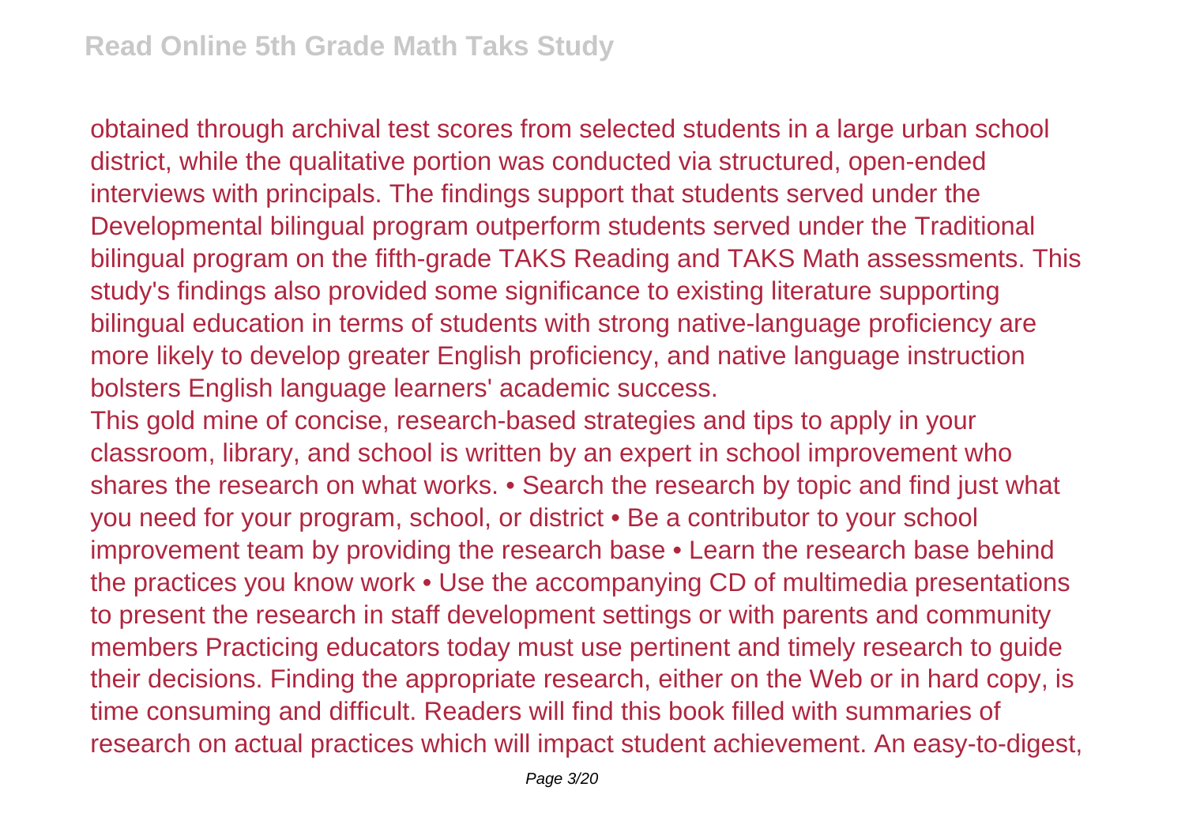obtained through archival test scores from selected students in a large urban school district, while the qualitative portion was conducted via structured, open-ended interviews with principals. The findings support that students served under the Developmental bilingual program outperform students served under the Traditional bilingual program on the fifth-grade TAKS Reading and TAKS Math assessments. This study's findings also provided some significance to existing literature supporting bilingual education in terms of students with strong native-language proficiency are more likely to develop greater English proficiency, and native language instruction bolsters English language learners' academic success.

This gold mine of concise, research-based strategies and tips to apply in your classroom, library, and school is written by an expert in school improvement who shares the research on what works. • Search the research by topic and find just what you need for your program, school, or district • Be a contributor to your school improvement team by providing the research base • Learn the research base behind the practices you know work • Use the accompanying CD of multimedia presentations to present the research in staff development settings or with parents and community members Practicing educators today must use pertinent and timely research to guide their decisions. Finding the appropriate research, either on the Web or in hard copy, is time consuming and difficult. Readers will find this book filled with summaries of research on actual practices which will impact student achievement. An easy-to-digest,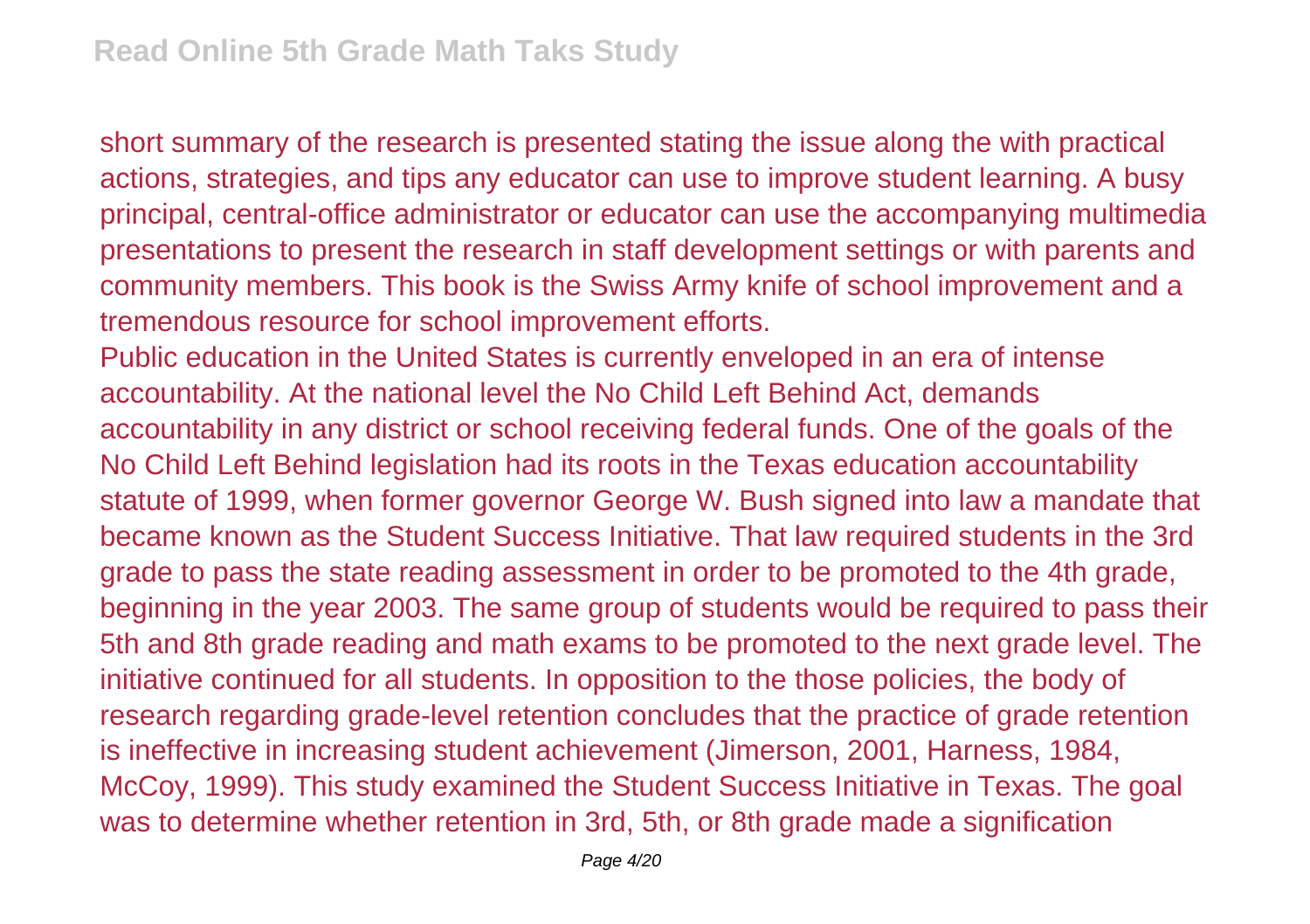short summary of the research is presented stating the issue along the with practical actions, strategies, and tips any educator can use to improve student learning. A busy principal, central-office administrator or educator can use the accompanying multimedia presentations to present the research in staff development settings or with parents and community members. This book is the Swiss Army knife of school improvement and a tremendous resource for school improvement efforts.

Public education in the United States is currently enveloped in an era of intense accountability. At the national level the No Child Left Behind Act, demands accountability in any district or school receiving federal funds. One of the goals of the No Child Left Behind legislation had its roots in the Texas education accountability statute of 1999, when former governor George W. Bush signed into law a mandate that became known as the Student Success Initiative. That law required students in the 3rd grade to pass the state reading assessment in order to be promoted to the 4th grade, beginning in the year 2003. The same group of students would be required to pass their 5th and 8th grade reading and math exams to be promoted to the next grade level. The initiative continued for all students. In opposition to the those policies, the body of research regarding grade-level retention concludes that the practice of grade retention is ineffective in increasing student achievement (Jimerson, 2001, Harness, 1984, McCoy, 1999). This study examined the Student Success Initiative in Texas. The goal was to determine whether retention in 3rd, 5th, or 8th grade made a signification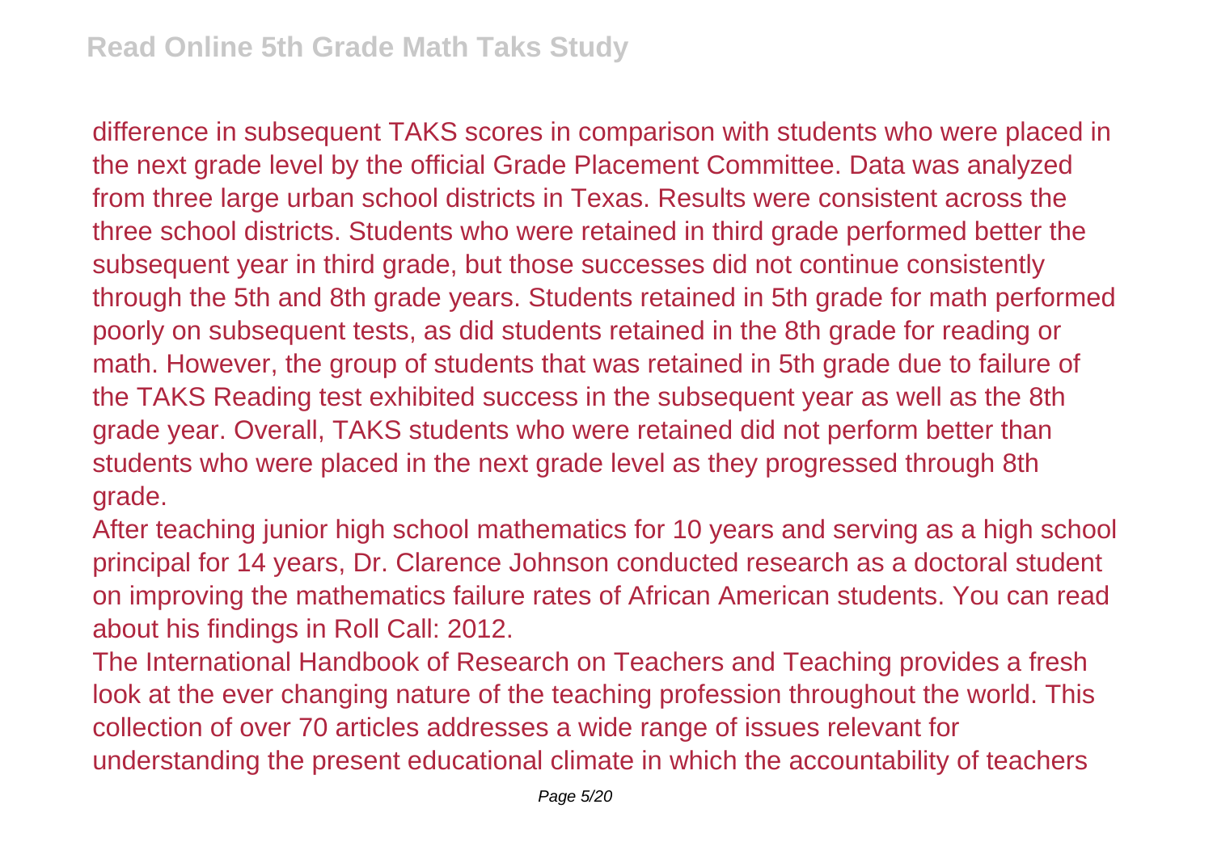difference in subsequent TAKS scores in comparison with students who were placed in the next grade level by the official Grade Placement Committee. Data was analyzed from three large urban school districts in Texas. Results were consistent across the three school districts. Students who were retained in third grade performed better the subsequent year in third grade, but those successes did not continue consistently through the 5th and 8th grade years. Students retained in 5th grade for math performed poorly on subsequent tests, as did students retained in the 8th grade for reading or math. However, the group of students that was retained in 5th grade due to failure of the TAKS Reading test exhibited success in the subsequent year as well as the 8th grade year. Overall, TAKS students who were retained did not perform better than students who were placed in the next grade level as they progressed through 8th grade.

After teaching junior high school mathematics for 10 years and serving as a high school principal for 14 years, Dr. Clarence Johnson conducted research as a doctoral student on improving the mathematics failure rates of African American students. You can read about his findings in Roll Call: 2012.

The International Handbook of Research on Teachers and Teaching provides a fresh look at the ever changing nature of the teaching profession throughout the world. This collection of over 70 articles addresses a wide range of issues relevant for understanding the present educational climate in which the accountability of teachers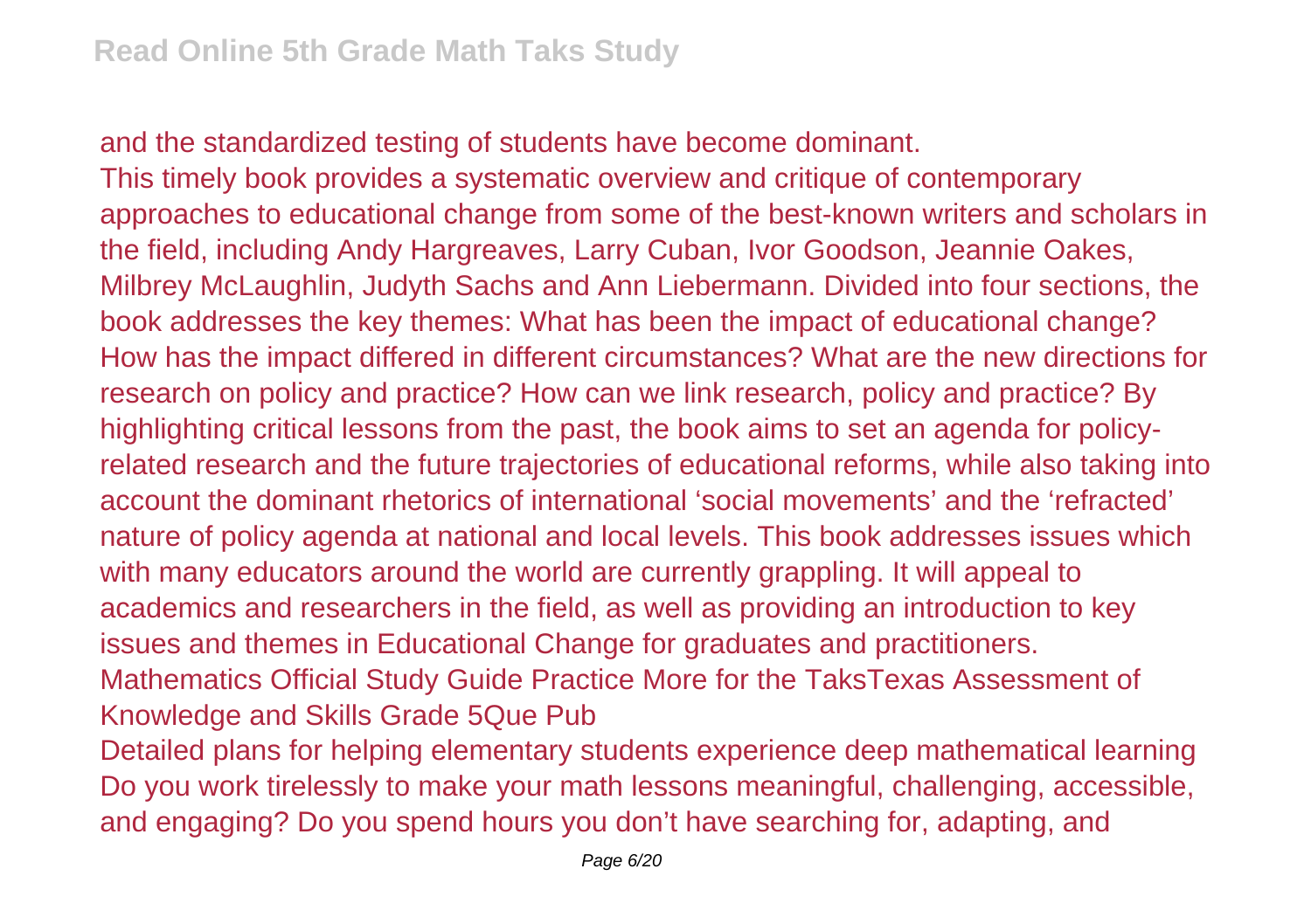and the standardized testing of students have become dominant.
This timely book provides a systematic overview and critique of contemporary approaches to educational change from some of the best-known writers and scholars in the field, including Andy Hargreaves, Larry Cuban, Ivor Goodson, Jeannie Oakes, Milbrey McLaughlin, Judyth Sachs and Ann Liebermann. Divided into four sections, the book addresses the key themes: What has been the impact of educational change? How has the impact differed in different circumstances? What are the new directions for research on policy and practice? How can we link research, policy and practice? By highlighting critical lessons from the past, the book aims to set an agenda for policy-related research and the future trajectories of educational reforms, while also taking into account the dominant rhetorics of international 'social movements' and the 'refracted' nature of policy agenda at national and local levels. This book addresses issues which with many educators around the world are currently grappling. It will appeal to academics and researchers in the field, as well as providing an introduction to key issues and themes in Educational Change for graduates and practitioners.
Mathematics Official Study Guide Practice More for the TaksTexas Assessment of Knowledge and Skills Grade 5Que Pub
Detailed plans for helping elementary students experience deep mathematical learning Do you work tirelessly to make your math lessons meaningful, challenging, accessible, and engaging? Do you spend hours you don't have searching for, adapting, and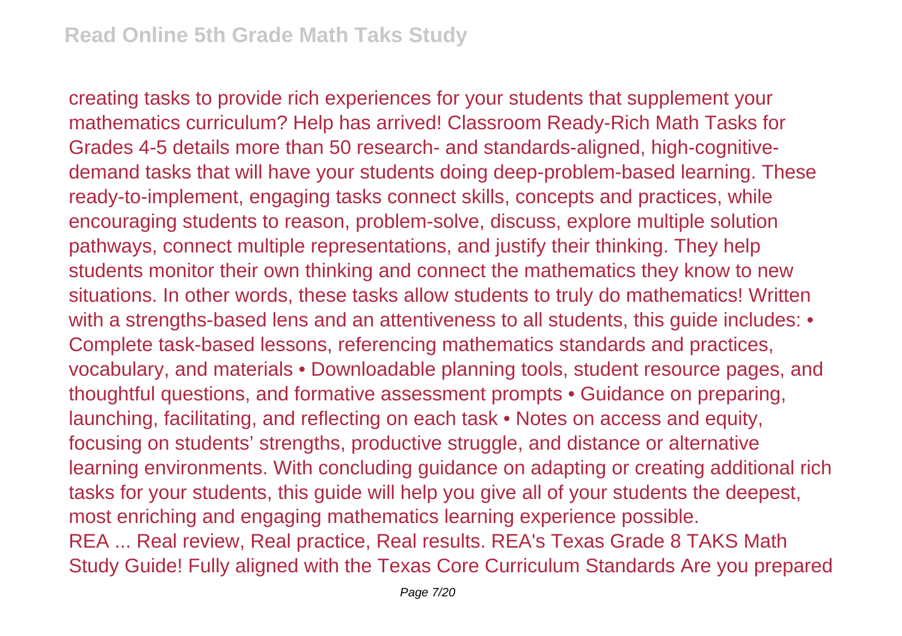creating tasks to provide rich experiences for your students that supplement your mathematics curriculum? Help has arrived! Classroom Ready-Rich Math Tasks for Grades 4-5 details more than 50 research- and standards-aligned, high-cognitive-demand tasks that will have your students doing deep-problem-based learning. These ready-to-implement, engaging tasks connect skills, concepts and practices, while encouraging students to reason, problem-solve, discuss, explore multiple solution pathways, connect multiple representations, and justify their thinking. They help students monitor their own thinking and connect the mathematics they know to new situations. In other words, these tasks allow students to truly do mathematics! Written with a strengths-based lens and an attentiveness to all students, this guide includes: • Complete task-based lessons, referencing mathematics standards and practices, vocabulary, and materials • Downloadable planning tools, student resource pages, and thoughtful questions, and formative assessment prompts • Guidance on preparing, launching, facilitating, and reflecting on each task • Notes on access and equity, focusing on students' strengths, productive struggle, and distance or alternative learning environments. With concluding guidance on adapting or creating additional rich tasks for your students, this guide will help you give all of your students the deepest, most enriching and engaging mathematics learning experience possible.

REA ... Real review, Real practice, Real results. REA's Texas Grade 8 TAKS Math Study Guide! Fully aligned with the Texas Core Curriculum Standards Are you prepared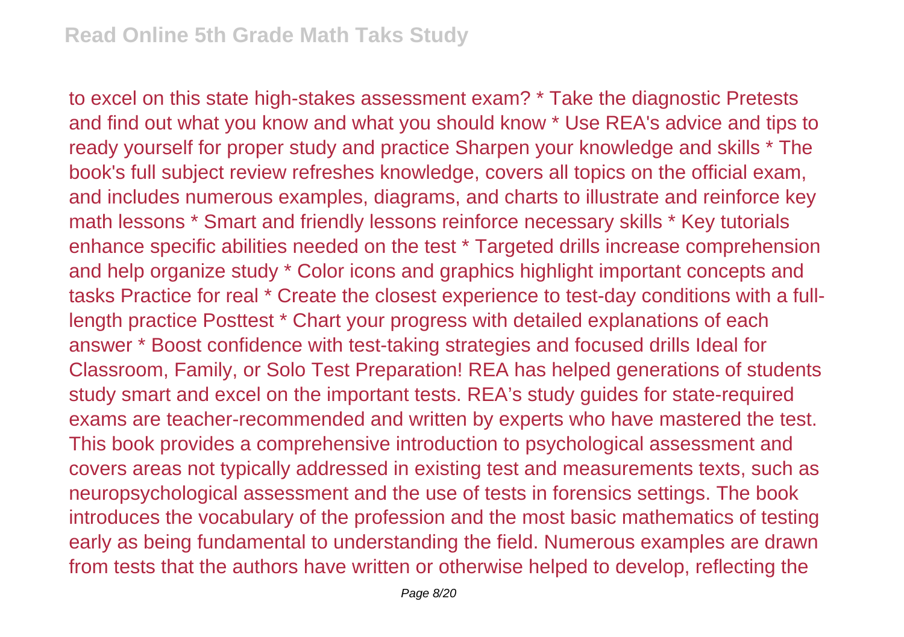to excel on this state high-stakes assessment exam? * Take the diagnostic Pretests and find out what you know and what you should know * Use REA's advice and tips to ready yourself for proper study and practice Sharpen your knowledge and skills * The book's full subject review refreshes knowledge, covers all topics on the official exam, and includes numerous examples, diagrams, and charts to illustrate and reinforce key math lessons * Smart and friendly lessons reinforce necessary skills * Key tutorials enhance specific abilities needed on the test * Targeted drills increase comprehension and help organize study * Color icons and graphics highlight important concepts and tasks Practice for real * Create the closest experience to test-day conditions with a full-length practice Posttest * Chart your progress with detailed explanations of each answer * Boost confidence with test-taking strategies and focused drills Ideal for Classroom, Family, or Solo Test Preparation! REA has helped generations of students study smart and excel on the important tests. REA's study guides for state-required exams are teacher-recommended and written by experts who have mastered the test. This book provides a comprehensive introduction to psychological assessment and covers areas not typically addressed in existing test and measurements texts, such as neuropsychological assessment and the use of tests in forensics settings. The book introduces the vocabulary of the profession and the most basic mathematics of testing early as being fundamental to understanding the field. Numerous examples are drawn from tests that the authors have written or otherwise helped to develop, reflecting the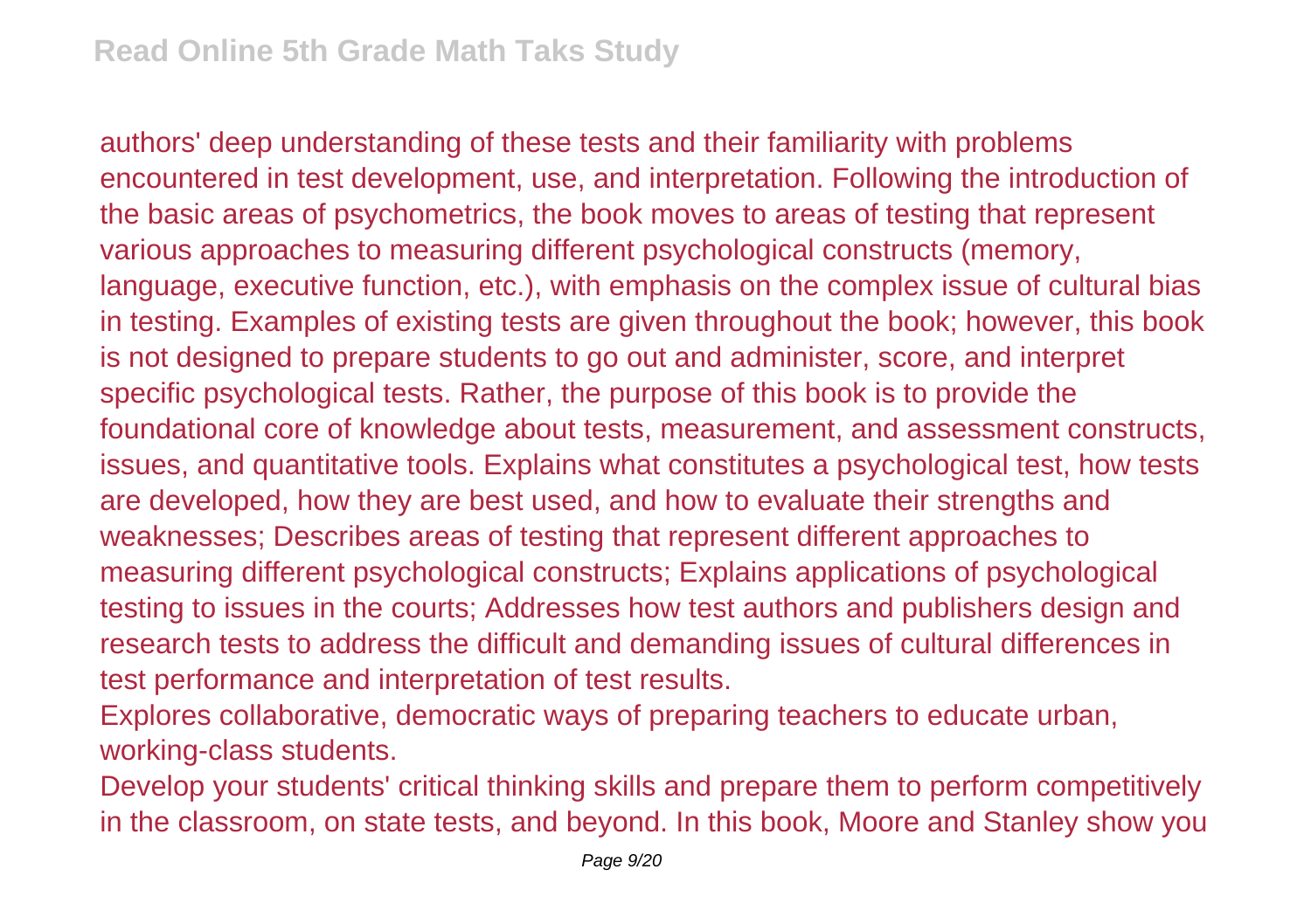authors' deep understanding of these tests and their familiarity with problems encountered in test development, use, and interpretation. Following the introduction of the basic areas of psychometrics, the book moves to areas of testing that represent various approaches to measuring different psychological constructs (memory, language, executive function, etc.), with emphasis on the complex issue of cultural bias in testing. Examples of existing tests are given throughout the book; however, this book is not designed to prepare students to go out and administer, score, and interpret specific psychological tests. Rather, the purpose of this book is to provide the foundational core of knowledge about tests, measurement, and assessment constructs, issues, and quantitative tools. Explains what constitutes a psychological test, how tests are developed, how they are best used, and how to evaluate their strengths and weaknesses; Describes areas of testing that represent different approaches to measuring different psychological constructs; Explains applications of psychological testing to issues in the courts; Addresses how test authors and publishers design and research tests to address the difficult and demanding issues of cultural differences in test performance and interpretation of test results.

Explores collaborative, democratic ways of preparing teachers to educate urban, working-class students.

Develop your students' critical thinking skills and prepare them to perform competitively in the classroom, on state tests, and beyond. In this book, Moore and Stanley show you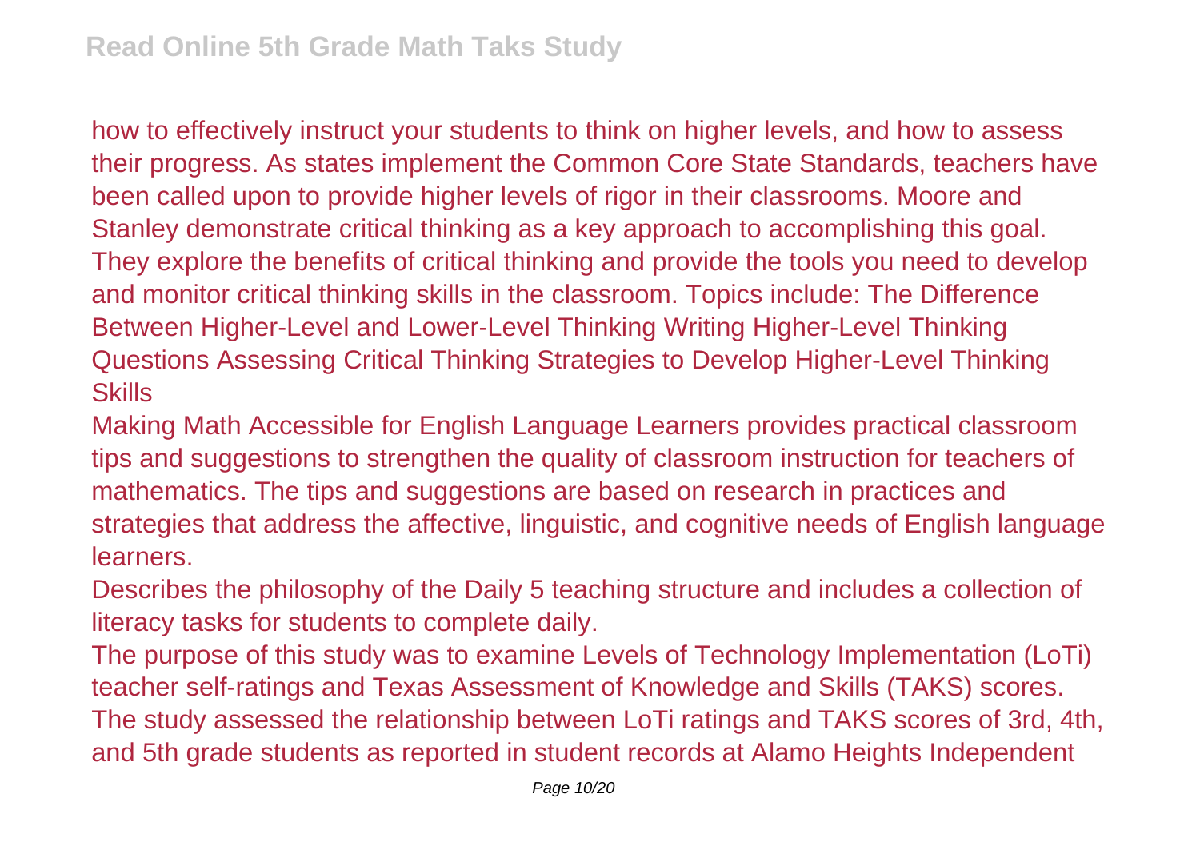how to effectively instruct your students to think on higher levels, and how to assess their progress. As states implement the Common Core State Standards, teachers have been called upon to provide higher levels of rigor in their classrooms. Moore and Stanley demonstrate critical thinking as a key approach to accomplishing this goal. They explore the benefits of critical thinking and provide the tools you need to develop and monitor critical thinking skills in the classroom. Topics include: The Difference Between Higher-Level and Lower-Level Thinking Writing Higher-Level Thinking Questions Assessing Critical Thinking Strategies to Develop Higher-Level Thinking Skills

Making Math Accessible for English Language Learners provides practical classroom tips and suggestions to strengthen the quality of classroom instruction for teachers of mathematics. The tips and suggestions are based on research in practices and strategies that address the affective, linguistic, and cognitive needs of English language learners.

Describes the philosophy of the Daily 5 teaching structure and includes a collection of literacy tasks for students to complete daily.

The purpose of this study was to examine Levels of Technology Implementation (LoTi) teacher self-ratings and Texas Assessment of Knowledge and Skills (TAKS) scores. The study assessed the relationship between LoTi ratings and TAKS scores of 3rd, 4th, and 5th grade students as reported in student records at Alamo Heights Independent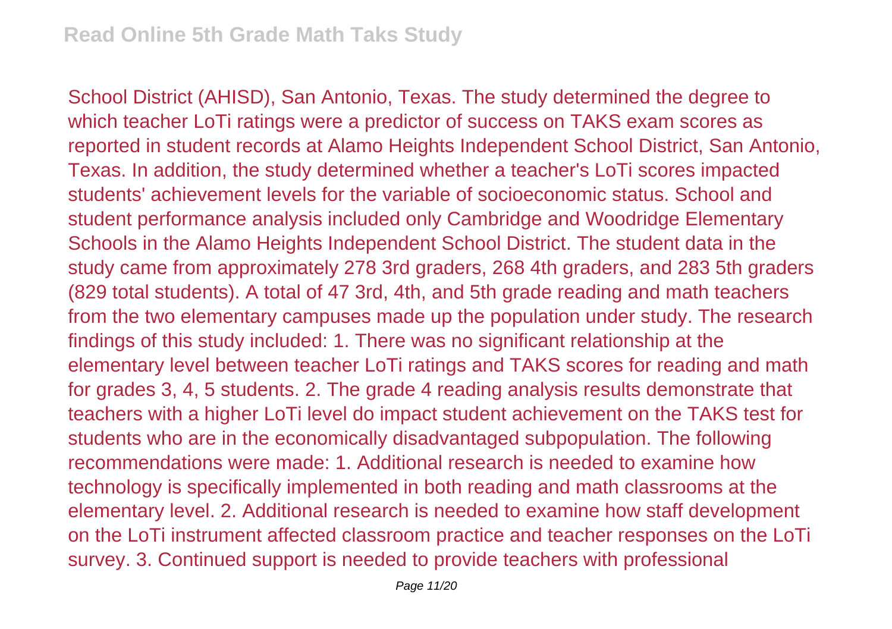School District (AHISD), San Antonio, Texas. The study determined the degree to which teacher LoTi ratings were a predictor of success on TAKS exam scores as reported in student records at Alamo Heights Independent School District, San Antonio, Texas. In addition, the study determined whether a teacher's LoTi scores impacted students' achievement levels for the variable of socioeconomic status. School and student performance analysis included only Cambridge and Woodridge Elementary Schools in the Alamo Heights Independent School District. The student data in the study came from approximately 278 3rd graders, 268 4th graders, and 283 5th graders (829 total students). A total of 47 3rd, 4th, and 5th grade reading and math teachers from the two elementary campuses made up the population under study. The research findings of this study included: 1. There was no significant relationship at the elementary level between teacher LoTi ratings and TAKS scores for reading and math for grades 3, 4, 5 students. 2. The grade 4 reading analysis results demonstrate that teachers with a higher LoTi level do impact student achievement on the TAKS test for students who are in the economically disadvantaged subpopulation. The following recommendations were made: 1. Additional research is needed to examine how technology is specifically implemented in both reading and math classrooms at the elementary level. 2. Additional research is needed to examine how staff development on the LoTi instrument affected classroom practice and teacher responses on the LoTi survey. 3. Continued support is needed to provide teachers with professional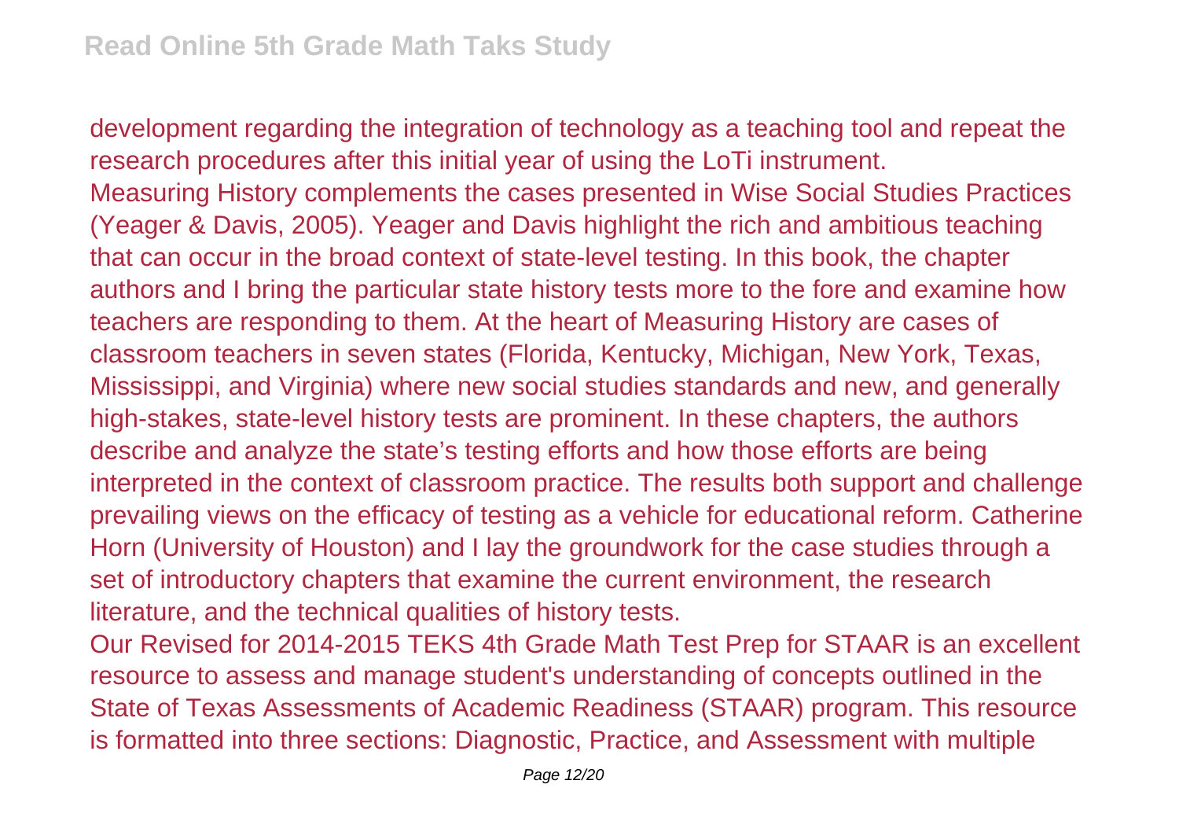development regarding the integration of technology as a teaching tool and repeat the research procedures after this initial year of using the LoTi instrument.

Measuring History complements the cases presented in Wise Social Studies Practices (Yeager & Davis, 2005). Yeager and Davis highlight the rich and ambitious teaching that can occur in the broad context of state-level testing. In this book, the chapter authors and I bring the particular state history tests more to the fore and examine how teachers are responding to them. At the heart of Measuring History are cases of classroom teachers in seven states (Florida, Kentucky, Michigan, New York, Texas, Mississippi, and Virginia) where new social studies standards and new, and generally high-stakes, state-level history tests are prominent. In these chapters, the authors describe and analyze the state's testing efforts and how those efforts are being interpreted in the context of classroom practice. The results both support and challenge prevailing views on the efficacy of testing as a vehicle for educational reform. Catherine Horn (University of Houston) and I lay the groundwork for the case studies through a set of introductory chapters that examine the current environment, the research literature, and the technical qualities of history tests.

Our Revised for 2014-2015 TEKS 4th Grade Math Test Prep for STAAR is an excellent resource to assess and manage student's understanding of concepts outlined in the State of Texas Assessments of Academic Readiness (STAAR) program. This resource is formatted into three sections: Diagnostic, Practice, and Assessment with multiple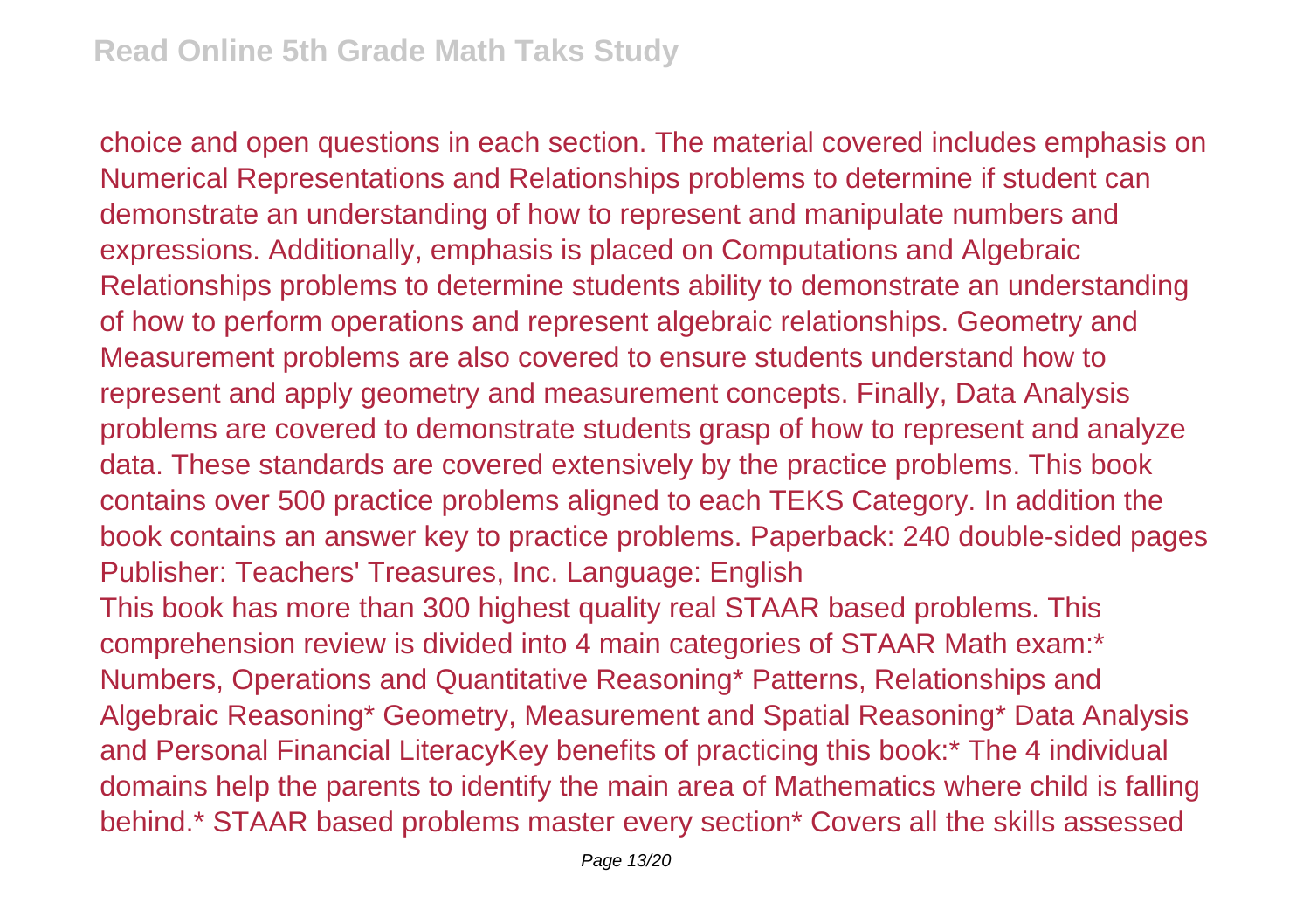choice and open questions in each section. The material covered includes emphasis on Numerical Representations and Relationships problems to determine if student can demonstrate an understanding of how to represent and manipulate numbers and expressions. Additionally, emphasis is placed on Computations and Algebraic Relationships problems to determine students ability to demonstrate an understanding of how to perform operations and represent algebraic relationships. Geometry and Measurement problems are also covered to ensure students understand how to represent and apply geometry and measurement concepts. Finally, Data Analysis problems are covered to demonstrate students grasp of how to represent and analyze data. These standards are covered extensively by the practice problems. This book contains over 500 practice problems aligned to each TEKS Category. In addition the book contains an answer key to practice problems. Paperback: 240 double-sided pages Publisher: Teachers' Treasures, Inc. Language: English

This book has more than 300 highest quality real STAAR based problems. This comprehension review is divided into 4 main categories of STAAR Math exam:* Numbers, Operations and Quantitative Reasoning* Patterns, Relationships and Algebraic Reasoning* Geometry, Measurement and Spatial Reasoning* Data Analysis and Personal Financial LiteracyKey benefits of practicing this book:* The 4 individual domains help the parents to identify the main area of Mathematics where child is falling behind.* STAAR based problems master every section* Covers all the skills assessed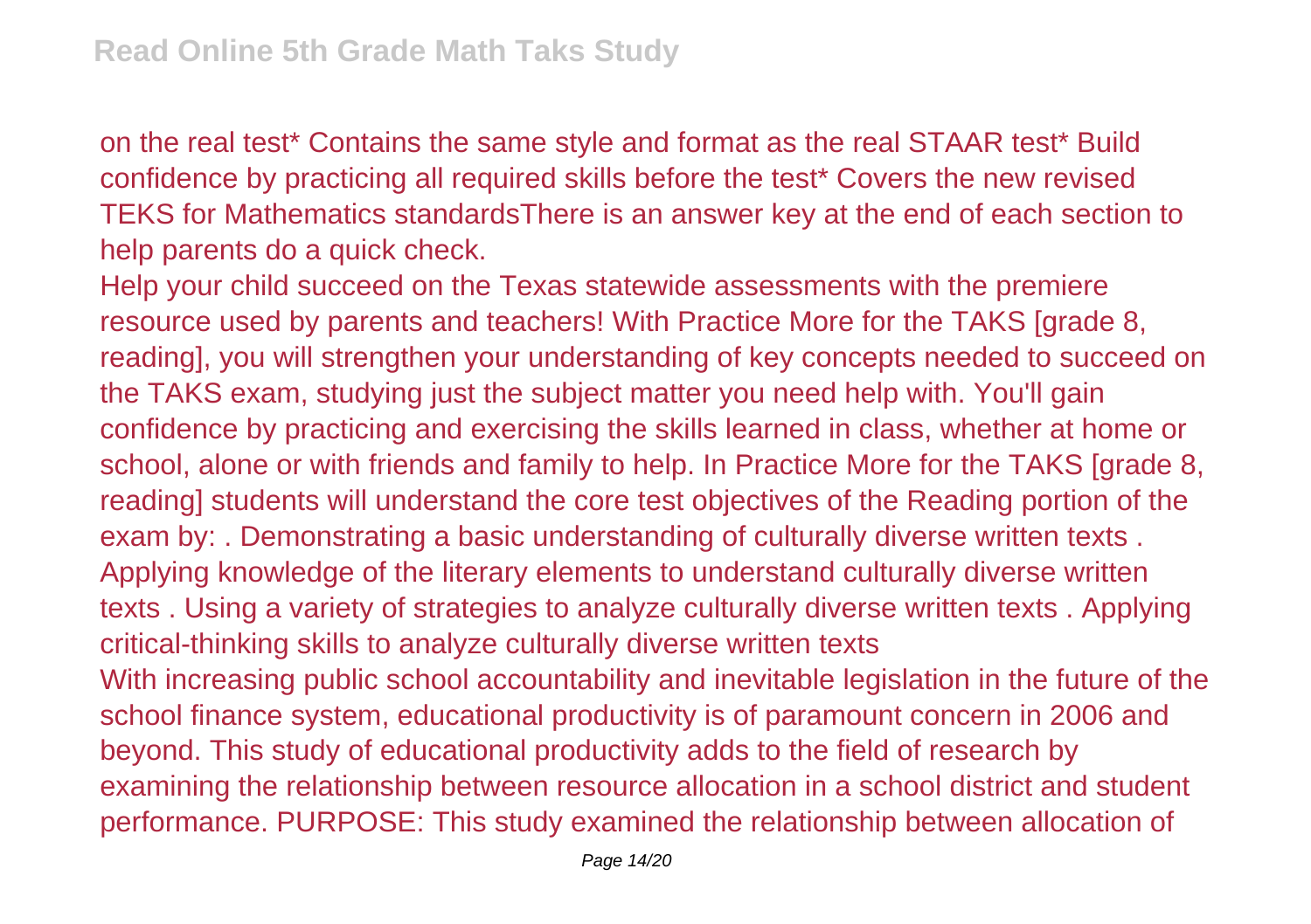on the real test* Contains the same style and format as the real STAAR test* Build confidence by practicing all required skills before the test* Covers the new revised TEKS for Mathematics standardsThere is an answer key at the end of each section to help parents do a quick check.

Help your child succeed on the Texas statewide assessments with the premiere resource used by parents and teachers! With Practice More for the TAKS [grade 8, reading], you will strengthen your understanding of key concepts needed to succeed on the TAKS exam, studying just the subject matter you need help with. You'll gain confidence by practicing and exercising the skills learned in class, whether at home or school, alone or with friends and family to help. In Practice More for the TAKS [grade 8, reading] students will understand the core test objectives of the Reading portion of the exam by: . Demonstrating a basic understanding of culturally diverse written texts . Applying knowledge of the literary elements to understand culturally diverse written texts . Using a variety of strategies to analyze culturally diverse written texts . Applying critical-thinking skills to analyze culturally diverse written texts

With increasing public school accountability and inevitable legislation in the future of the school finance system, educational productivity is of paramount concern in 2006 and beyond. This study of educational productivity adds to the field of research by examining the relationship between resource allocation in a school district and student performance. PURPOSE: This study examined the relationship between allocation of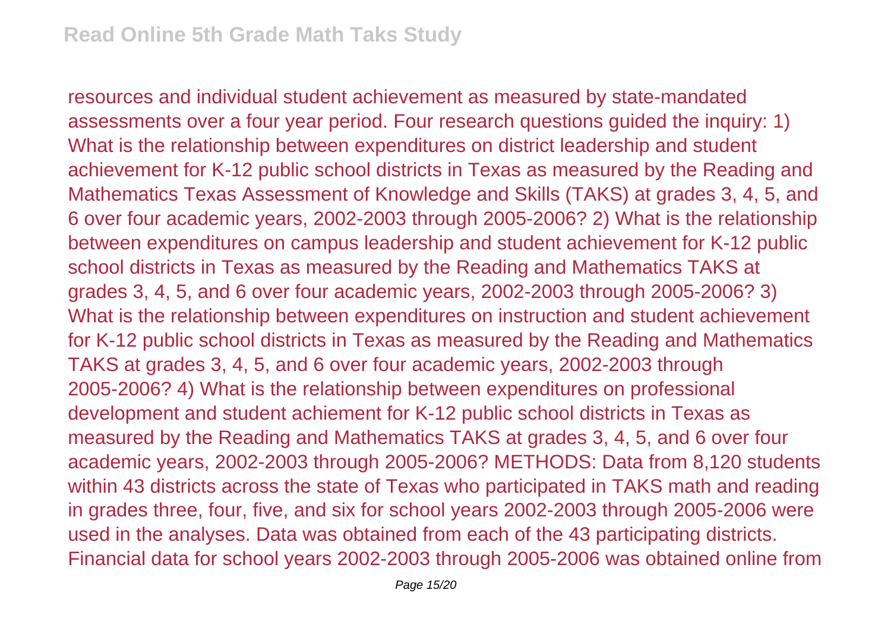resources and individual student achievement as measured by state-mandated assessments over a four year period. Four research questions guided the inquiry: 1) What is the relationship between expenditures on district leadership and student achievement for K-12 public school districts in Texas as measured by the Reading and Mathematics Texas Assessment of Knowledge and Skills (TAKS) at grades 3, 4, 5, and 6 over four academic years, 2002-2003 through 2005-2006? 2) What is the relationship between expenditures on campus leadership and student achievement for K-12 public school districts in Texas as measured by the Reading and Mathematics TAKS at grades 3, 4, 5, and 6 over four academic years, 2002-2003 through 2005-2006? 3) What is the relationship between expenditures on instruction and student achievement for K-12 public school districts in Texas as measured by the Reading and Mathematics TAKS at grades 3, 4, 5, and 6 over four academic years, 2002-2003 through 2005-2006? 4) What is the relationship between expenditures on professional development and student achiement for K-12 public school districts in Texas as measured by the Reading and Mathematics TAKS at grades 3, 4, 5, and 6 over four academic years, 2002-2003 through 2005-2006? METHODS: Data from 8,120 students within 43 districts across the state of Texas who participated in TAKS math and reading in grades three, four, five, and six for school years 2002-2003 through 2005-2006 were used in the analyses. Data was obtained from each of the 43 participating districts. Financial data for school years 2002-2003 through 2005-2006 was obtained online from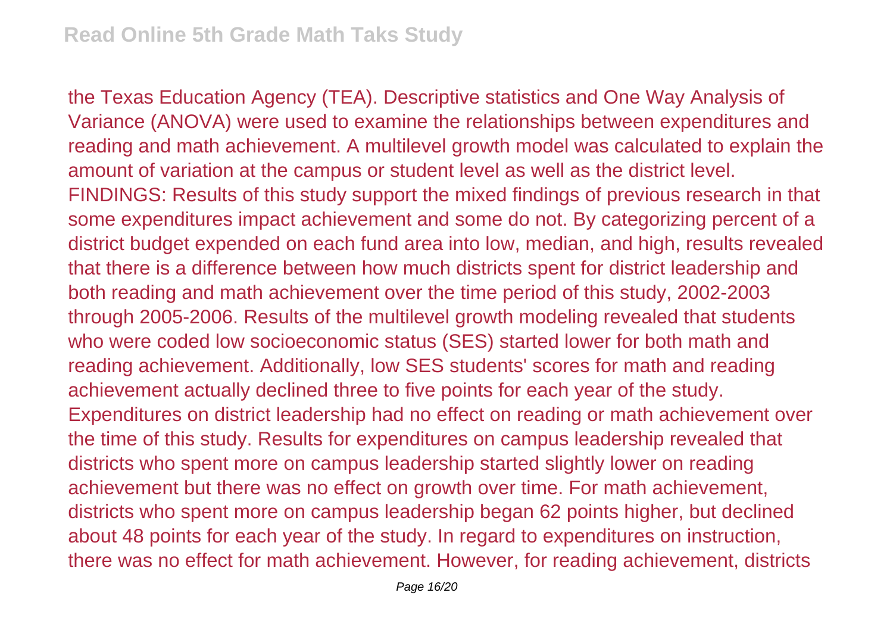the Texas Education Agency (TEA). Descriptive statistics and One Way Analysis of Variance (ANOVA) were used to examine the relationships between expenditures and reading and math achievement. A multilevel growth model was calculated to explain the amount of variation at the campus or student level as well as the district level. FINDINGS: Results of this study support the mixed findings of previous research in that some expenditures impact achievement and some do not. By categorizing percent of a district budget expended on each fund area into low, median, and high, results revealed that there is a difference between how much districts spent for district leadership and both reading and math achievement over the time period of this study, 2002-2003 through 2005-2006. Results of the multilevel growth modeling revealed that students who were coded low socioeconomic status (SES) started lower for both math and reading achievement. Additionally, low SES students' scores for math and reading achievement actually declined three to five points for each year of the study. Expenditures on district leadership had no effect on reading or math achievement over the time of this study. Results for expenditures on campus leadership revealed that districts who spent more on campus leadership started slightly lower on reading achievement but there was no effect on growth over time. For math achievement, districts who spent more on campus leadership began 62 points higher, but declined about 48 points for each year of the study. In regard to expenditures on instruction, there was no effect for math achievement. However, for reading achievement, districts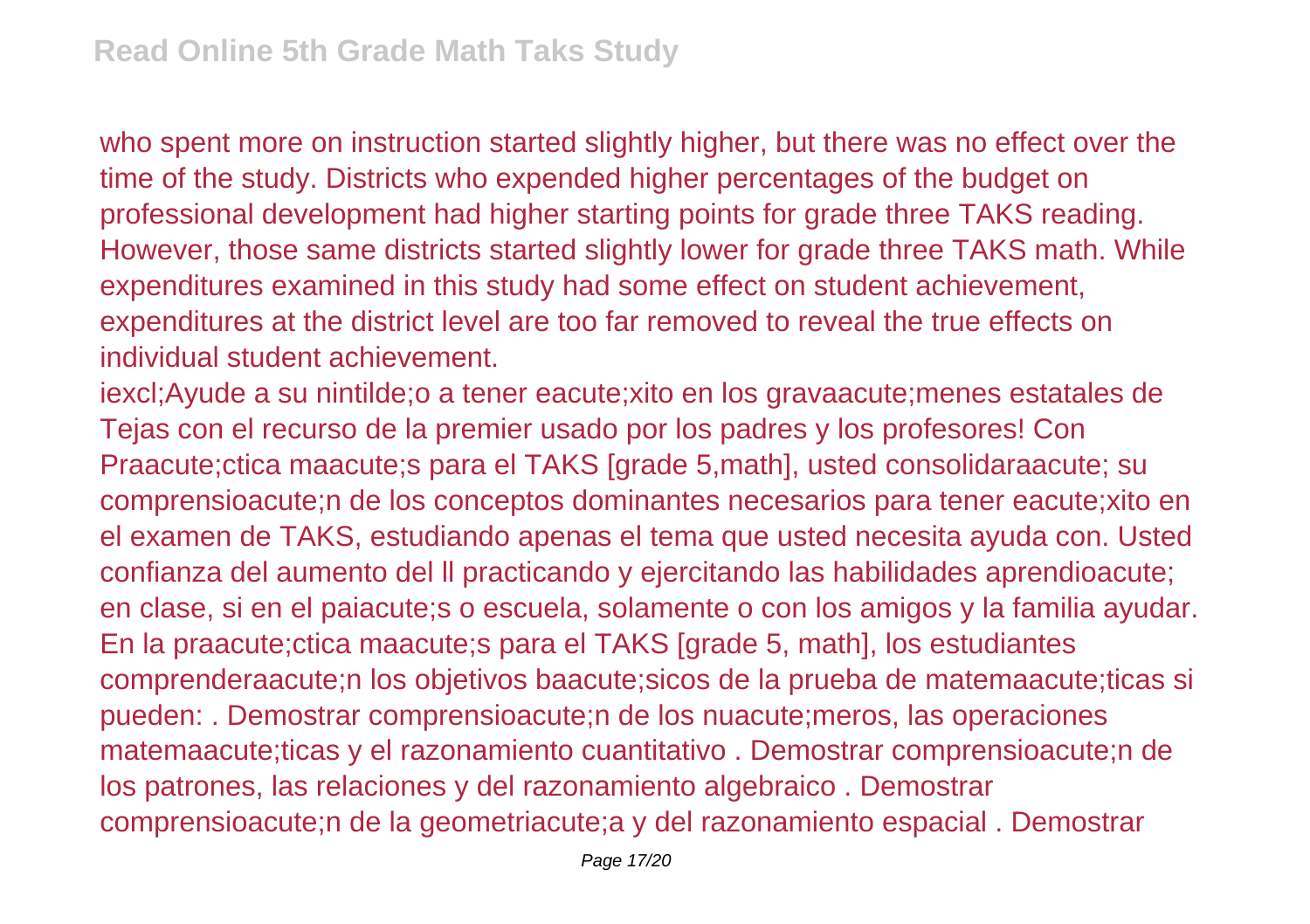who spent more on instruction started slightly higher, but there was no effect over the time of the study. Districts who expended higher percentages of the budget on professional development had higher starting points for grade three TAKS reading. However, those same districts started slightly lower for grade three TAKS math. While expenditures examined in this study had some effect on student achievement, expenditures at the district level are too far removed to reveal the true effects on individual student achievement.

iexcl;Ayude a su nintilde;o a tener eacute;xito en los gravaacute;menes estatales de Tejas con el recurso de la premier usado por los padres y los profesores! Con Praacute;ctica maacute;s para el TAKS [grade 5,math], usted consolidaraacute; su comprensioacute;n de los conceptos dominantes necesarios para tener eacute;xito en el examen de TAKS, estudiando apenas el tema que usted necesita ayuda con. Usted confianza del aumento del ll practicando y ejercitando las habilidades aprendioacute; en clase, si en el paiacute;s o escuela, solamente o con los amigos y la familia ayudar. En la praacute;ctica maacute;s para el TAKS [grade 5, math], los estudiantes comprenderaacute;n los objetivos baacute;sicos de la prueba de matemaacute;ticas si pueden: . Demostrar comprensioacute;n de los nuacute;meros, las operaciones matemaacute;ticas y el razonamiento cuantitativo . Demostrar comprensioacute;n de los patrones, las relaciones y del razonamiento algebraico . Demostrar comprensioacute;n de la geometriacute;a y del razonamiento espacial . Demostrar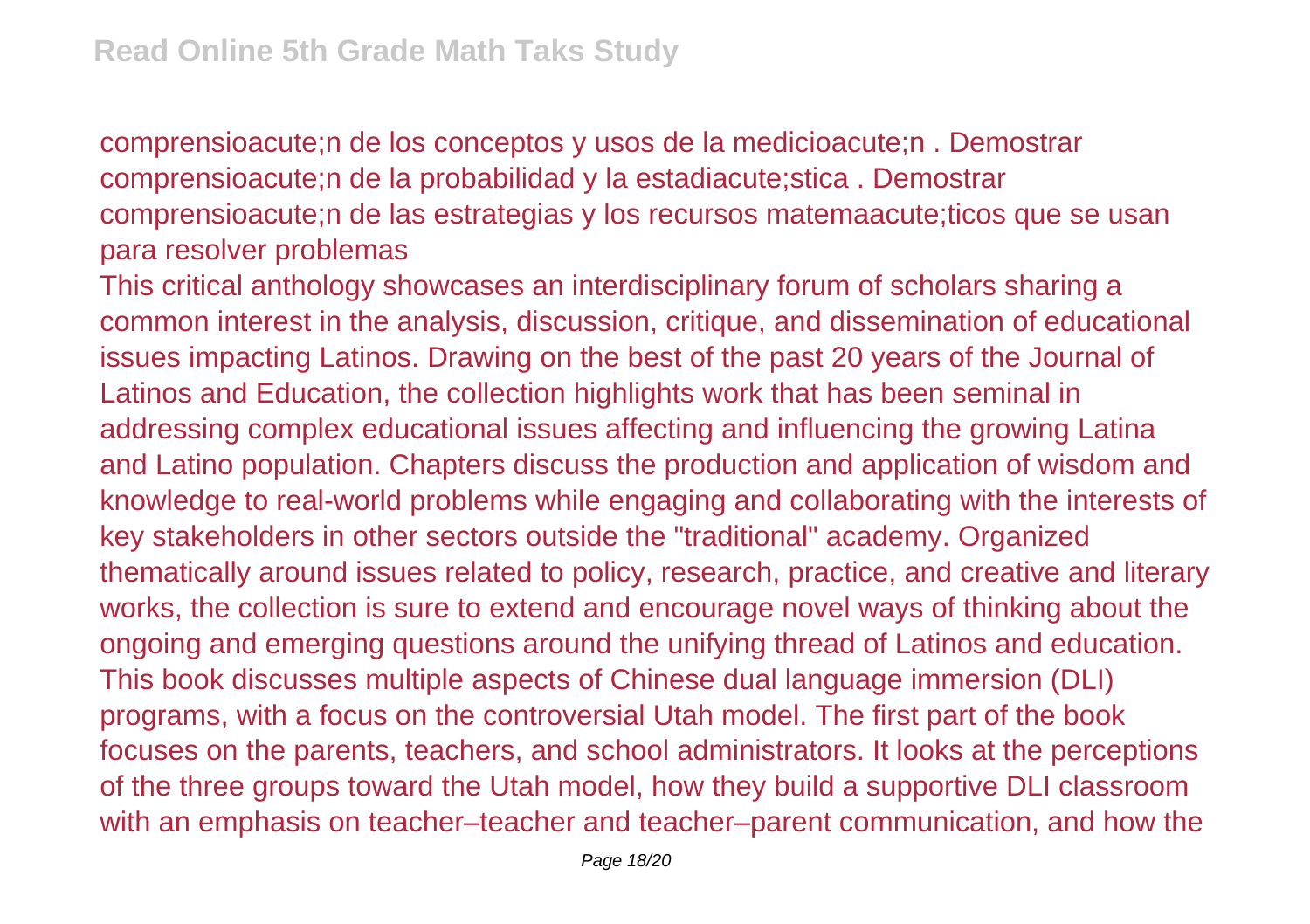comprensioacute;n de los conceptos y usos de la medicioacute;n . Demostrar comprensioacute;n de la probabilidad y la estadiacute;stica . Demostrar comprensioacute;n de las estrategias y los recursos matemaacute;ticos que se usan para resolver problemas

This critical anthology showcases an interdisciplinary forum of scholars sharing a common interest in the analysis, discussion, critique, and dissemination of educational issues impacting Latinos. Drawing on the best of the past 20 years of the Journal of Latinos and Education, the collection highlights work that has been seminal in addressing complex educational issues affecting and influencing the growing Latina and Latino population. Chapters discuss the production and application of wisdom and knowledge to real-world problems while engaging and collaborating with the interests of key stakeholders in other sectors outside the "traditional" academy. Organized thematically around issues related to policy, research, practice, and creative and literary works, the collection is sure to extend and encourage novel ways of thinking about the ongoing and emerging questions around the unifying thread of Latinos and education.

This book discusses multiple aspects of Chinese dual language immersion (DLI) programs, with a focus on the controversial Utah model. The first part of the book focuses on the parents, teachers, and school administrators. It looks at the perceptions of the three groups toward the Utah model, how they build a supportive DLI classroom with an emphasis on teacher–teacher and teacher–parent communication, and how the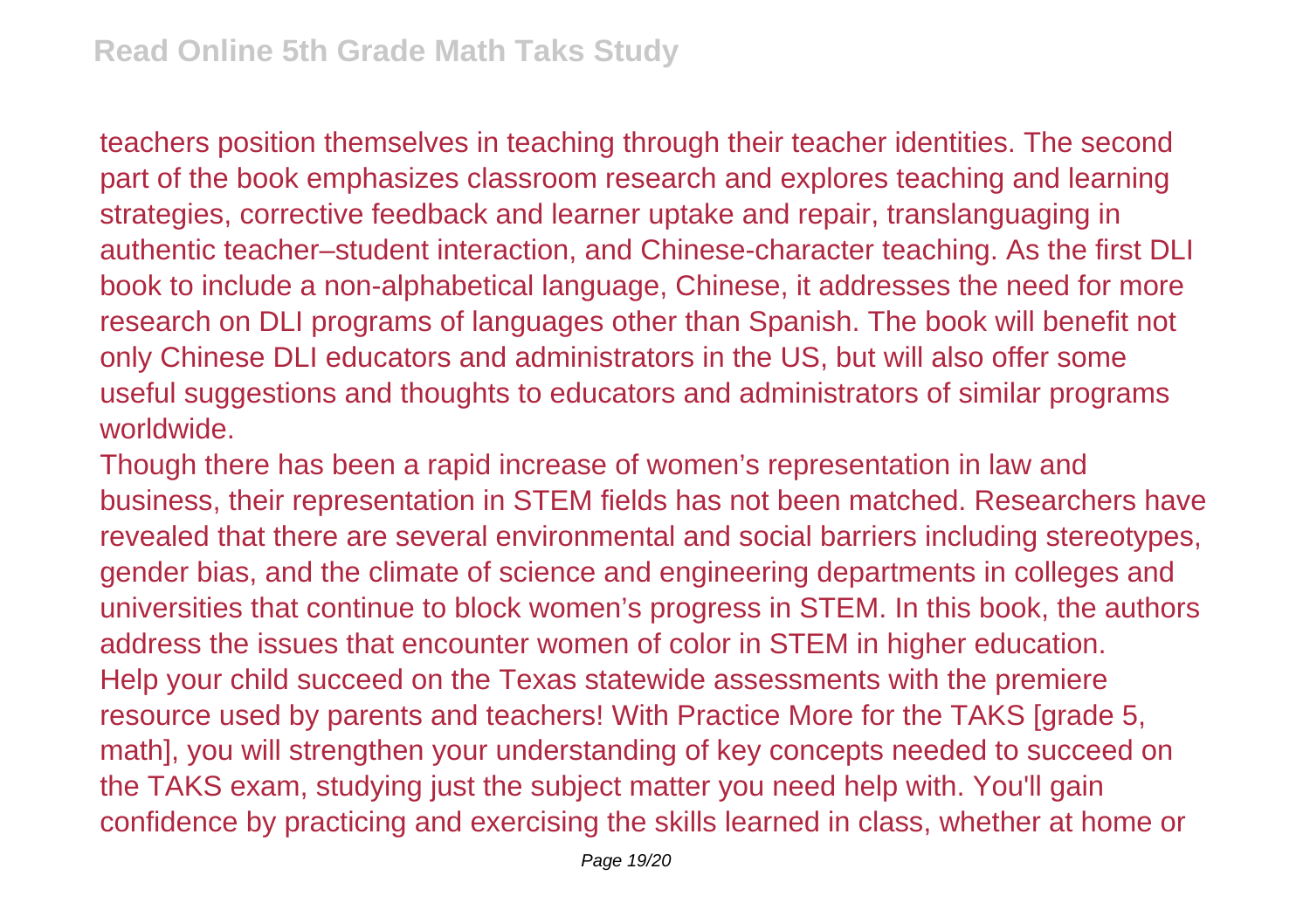teachers position themselves in teaching through their teacher identities. The second part of the book emphasizes classroom research and explores teaching and learning strategies, corrective feedback and learner uptake and repair, translanguaging in authentic teacher–student interaction, and Chinese-character teaching. As the first DLI book to include a non-alphabetical language, Chinese, it addresses the need for more research on DLI programs of languages other than Spanish. The book will benefit not only Chinese DLI educators and administrators in the US, but will also offer some useful suggestions and thoughts to educators and administrators of similar programs worldwide.

Though there has been a rapid increase of women's representation in law and business, their representation in STEM fields has not been matched. Researchers have revealed that there are several environmental and social barriers including stereotypes, gender bias, and the climate of science and engineering departments in colleges and universities that continue to block women's progress in STEM. In this book, the authors address the issues that encounter women of color in STEM in higher education.

Help your child succeed on the Texas statewide assessments with the premiere resource used by parents and teachers! With Practice More for the TAKS [grade 5, math], you will strengthen your understanding of key concepts needed to succeed on the TAKS exam, studying just the subject matter you need help with. You'll gain confidence by practicing and exercising the skills learned in class, whether at home or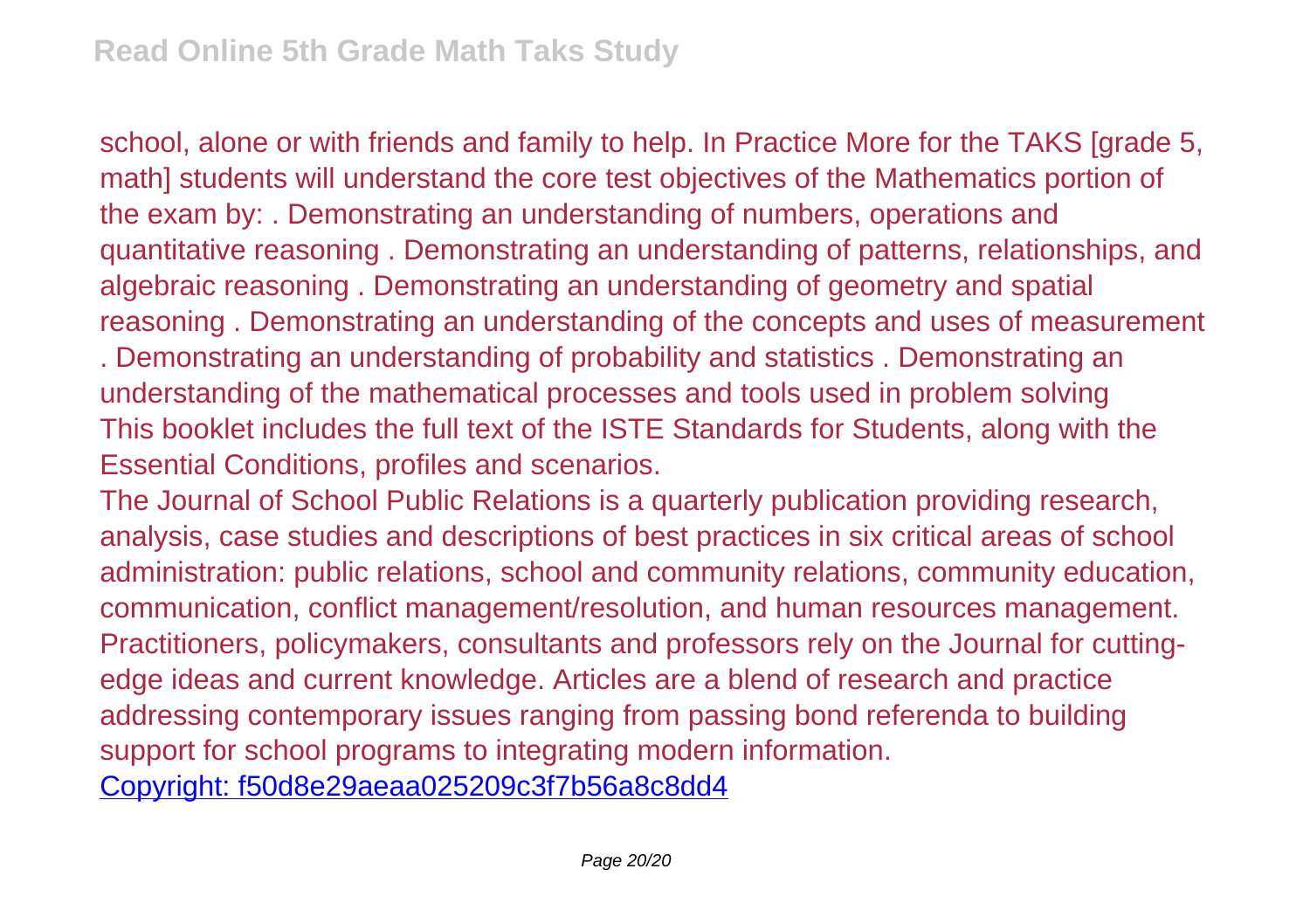school, alone or with friends and family to help. In Practice More for the TAKS [grade 5, math] students will understand the core test objectives of the Mathematics portion of the exam by: . Demonstrating an understanding of numbers, operations and quantitative reasoning . Demonstrating an understanding of patterns, relationships, and algebraic reasoning . Demonstrating an understanding of geometry and spatial reasoning . Demonstrating an understanding of the concepts and uses of measurement . Demonstrating an understanding of probability and statistics . Demonstrating an understanding of the mathematical processes and tools used in problem solving
This booklet includes the full text of the ISTE Standards for Students, along with the Essential Conditions, profiles and scenarios.

The Journal of School Public Relations is a quarterly publication providing research, analysis, case studies and descriptions of best practices in six critical areas of school administration: public relations, school and community relations, community education, communication, conflict management/resolution, and human resources management. Practitioners, policymakers, consultants and professors rely on the Journal for cutting-edge ideas and current knowledge. Articles are a blend of research and practice addressing contemporary issues ranging from passing bond referenda to building support for school programs to integrating modern information.

Copyright: f50d8e29aeaa025209c3f7b56a8c8dd4